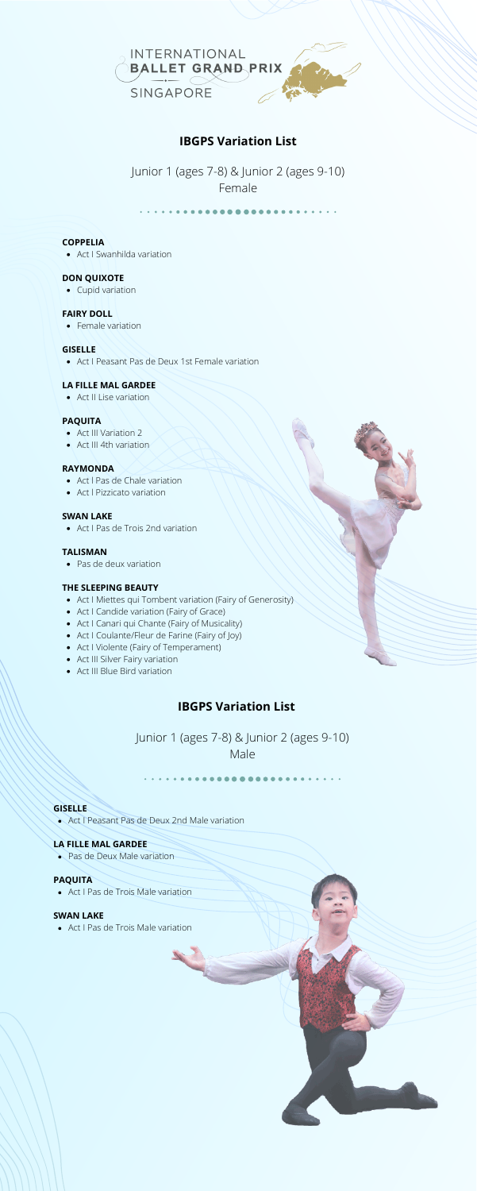INTERNATIONAL
BALLET GRAND PRIX
SINGAPORE

## IBGPS Variation List

Junior 1 (ages 7-8) & Junior 2 (ages 9-10)
Female

**COPPELIA**
- Act I Swanhilda variation

**DON QUIXOTE**
- Cupid variation

**FAIRY DOLL**
- Female variation

**GISELLE**
- Act I Peasant Pas de Deux 1st Female variation

**LA FILLE MAL GARDEE**
- Act II Lise variation

**PAQUITA**
- Act III Variation 2
- Act III 4th variation

**RAYMONDA**
- Act I Pas de Chale variation
- Act I Pizzicato variation

**SWAN LAKE**
- Act I Pas de Trois 2nd variation

**TALISMAN**
- Pas de deux variation

**THE SLEEPING BEAUTY**
- Act I Miettes qui Tombent variation (Fairy of Generosity)
- Act I Candide variation (Fairy of Grace)
- Act I Canari qui Chante (Fairy of Musicality)
- Act I Coulante/Fleur de Farine (Fairy of Joy)
- Act I Violente (Fairy of Temperament)
- Act III Silver Fairy variation
- Act III Blue Bird variation

## IBGPS Variation List

Junior 1 (ages 7-8) & Junior 2 (ages 9-10)
Male

**GISELLE**
- Act I Peasant Pas de Deux 2nd Male variation

**LA FILLE MAL GARDEE**
- Pas de Deux Male variation

**PAQUITA**
- Act I Pas de Trois Male variation

**SWAN LAKE**
- Act I Pas de Trois Male variation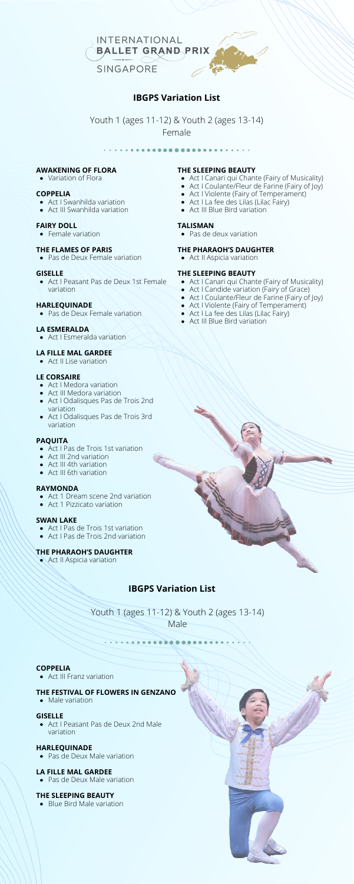INTERNATIONAL
BALLET GRAND PRIX
SINGAPORE

## IBGPS Variation List

Youth 1 (ages 11-12) & Youth 2 (ages 13-14)
Female

### AWAKENING OF FLORA
- Variation of Flora

### COPPELIA
- Act I Swanhilda variation
- Act III Swanhilda variation

### FAIRY DOLL
- Female variation

### THE FLAMES OF PARIS
- Pas de Deux Female variation

### GISELLE
- Act I Peasant Pas de Deux 1st Female variation

### HARLEQUINADE
- Pas de Deux Female variation

### LA ESMERALDA
- Act I Esmeralda variation

### LA FILLE MAL GARDEE
- Act II Lise variation

### LE CORSAIRE
- Act I Medora variation
- Act III Medora variation
- Act I Odalisques Pas de Trois 2nd variation
- Act I Odalisques Pas de Trois 3rd variation

### PAQUITA
- Act I Pas de Trois 1st variation
- Act III 2nd variation
- Act III 4th variation
- Act III 6th variation

### RAYMONDA
- Act 1 Dream scene 2nd variation
- Act 1 Pizzicato variation

### SWAN LAKE
- Act I Pas de Trois 1st variation
- Act I Pas de Trois 2nd variation

### THE PHARAOH'S DAUGHTER
- Act II Aspicia variation

### THE SLEEPING BEAUTY
- Act I Canari qui Chante (Fairy of Musicality)
- Act I Coulante/Fleur de Farine (Fairy of Joy)
- Act I Violente (Fairy of Temperament)
- Act I La fee des Lilas (Lilac Fairy)
- Act III Blue Bird variation

### TALISMAN
- Pas de deux variation

### THE PHARAOH'S DAUGHTER
- Act II Aspicia variation

### THE SLEEPING BEAUTY
- Act I Canari qui Chante (Fairy of Musicality)
- Act I Candide variation (Fairy of Grace)
- Act I Coulante/Fleur de Farine (Fairy of Joy)
- Act I Violente (Fairy of Temperament)
- Act I La fee des Lilas (Lilac Fairy)
- Act III Blue Bird variation

## IBGPS Variation List

Youth 1 (ages 11-12) & Youth 2 (ages 13-14)
Male

### COPPELIA
- Act III Franz variation

### THE FESTIVAL OF FLOWERS IN GENZANO
- Male variation

### GISELLE
- Act I Peasant Pas de Deux 2nd Male variation

### HARLEQUINADE
- Pas de Deux Male variation

### LA FILLE MAL GARDEE
- Pas de Deux Male variation

### THE SLEEPING BEAUTY
- Blue Bird Male variation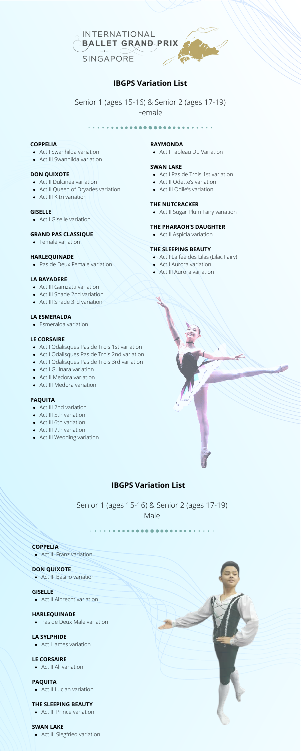INTERNATIONAL
BALLET GRAND PRIX
SINGAPORE

## IBGPS Variation List

Senior 1 (ages 15-16) & Senior 2 (ages 17-19)
Female

### COPPELIA

- Act I Swanhilda variation
- Act III Swanhilda variation

### DON QUIXOTE

- Act II Dulcinea variation
- Act II Queen of Dryades variation
- Act III Kitri variation

### GISELLE

- Act I Giselle variation

### GRAND PAS CLASSIQUE

- Female variation

### HARLEQUINADE

- Pas de Deux Female variation

### LA BAYADERE

- Act III Gamzatti variation
- Act III Shade 2nd variation
- Act III Shade 3rd variation

### LA ESMERALDA

- Esmeralda variation

### LE CORSAIRE

- Act I Odalisques Pas de Trois 1st variation
- Act I Odalisques Pas de Trois 2nd variation
- Act I Odalisques Pas de Trois 3rd variation
- Act I Gulnara variation
- Act II Medora variation
- Act III Medora variation

### PAQUITA

- Act III 2nd variation
- Act III 5th variation
- Act III 6th variation
- Act III 7th variation
- Act III Wedding variation

### RAYMONDA

- Act I Tableau Du Variation

### SWAN LAKE

- Act I Pas de Trois 1st variation
- Act II Odette's variation
- Act III Odile's variation

### THE NUTCRACKER

- Act II Sugar Plum Fairy variation

### THE PHARAOH'S DAUGHTER

- Act II Aspicia variation

### THE SLEEPING BEAUTY

- Act I La fee des Lilas (Lilac Fairy)
- Act I Aurora variation
- Act III Aurora variation

## IBGPS Variation List

Senior 1 (ages 15-16) & Senior 2 (ages 17-19)
Male

### COPPELIA

- Act III Franz variation

### DON QUIXOTE

- Act III Basilio variation

### GISELLE

- Act II Albrecht variation

### HARLEQUINADE

- Pas de Deux Male variation

### LA SYLPHIDE

- Act I James variation

### LE CORSAIRE

- Act II Ali variation

### PAQUITA

- Act II Lucian variation

### THE SLEEPING BEAUTY

- Act III Prince variation

### SWAN LAKE

- Act III Siegfried variation